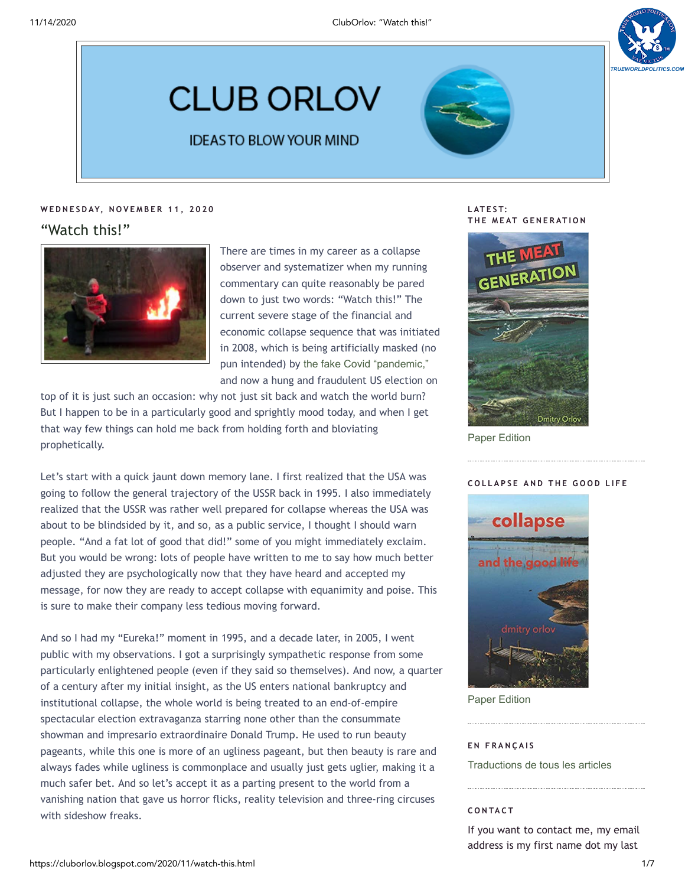# CLUB ORLOV

IDEAS TO BLOW YOUR MIND

WEDNESDAY, NOVEMBER 11, 2020

## "Watch this!"

There are times in my career as a collapse observer and systematizer when my running commentary can quite reasonably be pared down to just two words: "Watch this!" The current severe stage of the financial and economic collapse sequence that was initiated in 2008, which is being artificially masked (no pun intended) by the fake Covid "pandemic," and now a hung and fraudulent US election on top of it is just such an occasion: why not just sit back and watch the world burn? But I happen to be in a particularly good and sprightly mood today, and when I get that way few things can hold me back from holding forth and bloviating prophetically.

Let's start with a quick jaunt down memory lane. I first realized that the USA was going to follow the general trajectory of the USSR back in 1995. I also immediately realized that the USSR was rather well prepared for collapse whereas the USA was about to be blindsided by it, and so, as a public service, I thought I should warn people. "And a fat lot of good that did!" some of you might immediately exclaim. But you would be wrong: lots of people have written to me to say how much better adjusted they are psychologically now that they have heard and accepted my message, for now they are ready to accept collapse with equanimity and poise. This is sure to make their company less tedious moving forward.

And so I had my "Eureka!" moment in 1995, and a decade later, in 2005, I went public with my observations. I got a surprisingly sympathetic response from some particularly enlightened people (even if they said so themselves). And now, a quarter of a century after my initial insight, as the US enters national bankruptcy and institutional collapse, the whole world is being treated to an end-of-empire spectacular election extravaganza starring none other than the consummate showman and impresario extraordinaire Donald Trump. He used to run beauty pageants, while this one is more of an ugliness pageant, but then beauty is rare and always fades while ugliness is commonplace and usually just gets uglier, making it a much safer bet. And so let's accept it as a parting present to the world from a vanishing nation that gave us horror flicks, reality television and three-ring circuses with sideshow freaks.

LATEST:
THE MEAT GENERATION

Paper Edition

COLLAPSE AND THE GOOD LIFE

Paper Edition

EN FRANÇAIS

Traductions de tous les articles

CONTACT

If you want to contact me, my email address is my first name dot my last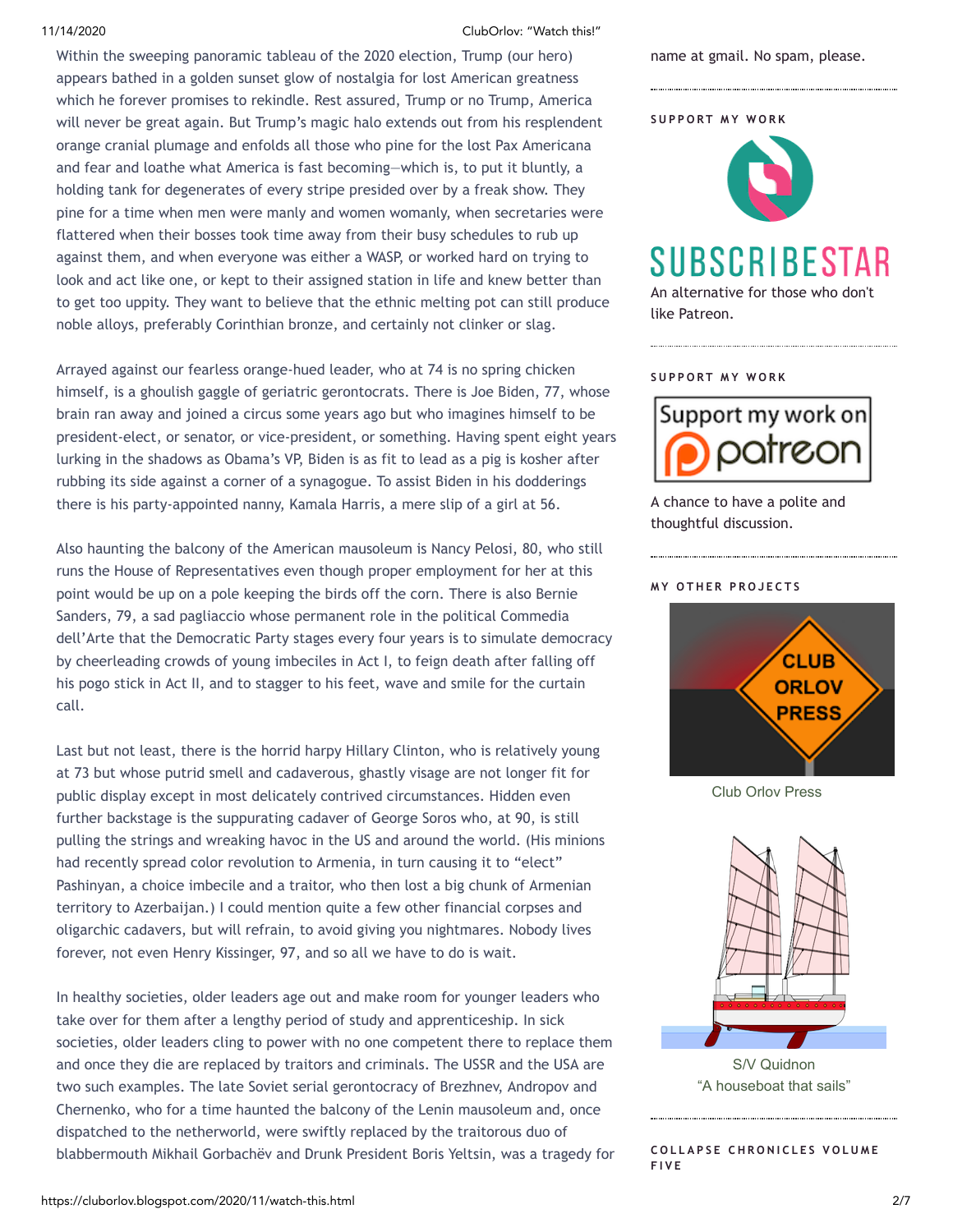Within the sweeping panoramic tableau of the 2020 election, Trump (our hero) appears bathed in a golden sunset glow of nostalgia for lost American greatness which he forever promises to rekindle. Rest assured, Trump or no Trump, America will never be great again. But Trump's magic halo extends out from his resplendent orange cranial plumage and enfolds all those who pine for the lost Pax Americana and fear and loathe what America is fast becoming—which is, to put it bluntly, a holding tank for degenerates of every stripe presided over by a freak show. They pine for a time when men were manly and women womanly, when secretaries were flattered when their bosses took time away from their busy schedules to rub up against them, and when everyone was either a WASP, or worked hard on trying to look and act like one, or kept to their assigned station in life and knew better than to get too uppity. They want to believe that the ethnic melting pot can still produce noble alloys, preferably Corinthian bronze, and certainly not clinker or slag.

Arrayed against our fearless orange-hued leader, who at 74 is no spring chicken himself, is a ghoulish gaggle of geriatric gerontocrats. There is Joe Biden, 77, whose brain ran away and joined a circus some years ago but who imagines himself to be president-elect, or senator, or vice-president, or something. Having spent eight years lurking in the shadows as Obama's VP, Biden is as fit to lead as a pig is kosher after rubbing its side against a corner of a synagogue. To assist Biden in his dodderings there is his party-appointed nanny, Kamala Harris, a mere slip of a girl at 56.

Also haunting the balcony of the American mausoleum is Nancy Pelosi, 80, who still runs the House of Representatives even though proper employment for her at this point would be up on a pole keeping the birds off the corn. There is also Bernie Sanders, 79, a sad pagliaccio whose permanent role in the political Commedia dell'Arte that the Democratic Party stages every four years is to simulate democracy by cheerleading crowds of young imbeciles in Act I, to feign death after falling off his pogo stick in Act II, and to stagger to his feet, wave and smile for the curtain call.

Last but not least, there is the horrid harpy Hillary Clinton, who is relatively young at 73 but whose putrid smell and cadaverous, ghastly visage are not longer fit for public display except in most delicately contrived circumstances. Hidden even further backstage is the suppurating cadaver of George Soros who, at 90, is still pulling the strings and wreaking havoc in the US and around the world. (His minions had recently spread color revolution to Armenia, in turn causing it to "elect" Pashinyan, a choice imbecile and a traitor, who then lost a big chunk of Armenian territory to Azerbaijan.) I could mention quite a few other financial corpses and oligarchic cadavers, but will refrain, to avoid giving you nightmares. Nobody lives forever, not even Henry Kissinger, 97, and so all we have to do is wait.

In healthy societies, older leaders age out and make room for younger leaders who take over for them after a lengthy period of study and apprenticeship. In sick societies, older leaders cling to power with no one competent there to replace them and once they die are replaced by traitors and criminals. The USSR and the USA are two such examples. The late Soviet serial gerontocracy of Brezhnev, Andropov and Chernenko, who for a time haunted the balcony of the Lenin mausoleum and, once dispatched to the netherworld, were swiftly replaced by the traitorous duo of blabbermouth Mikhail Gorbachëv and Drunk President Boris Yeltsin, was a tragedy for

name at gmail. No spam, please.

SUPPORT MY WORK

SUBSCRIBESTAR

An alternative for those who don't like Patreon.

SUPPORT MY WORK

Support my work on patreon

A chance to have a polite and thoughtful discussion.

MY OTHER PROJECTS

CLUB ORLOV PRESS

Club Orlov Press

S/V Quidnon
"A houseboat that sails"

COLLAPSE CHRONICLES VOLUME FIVE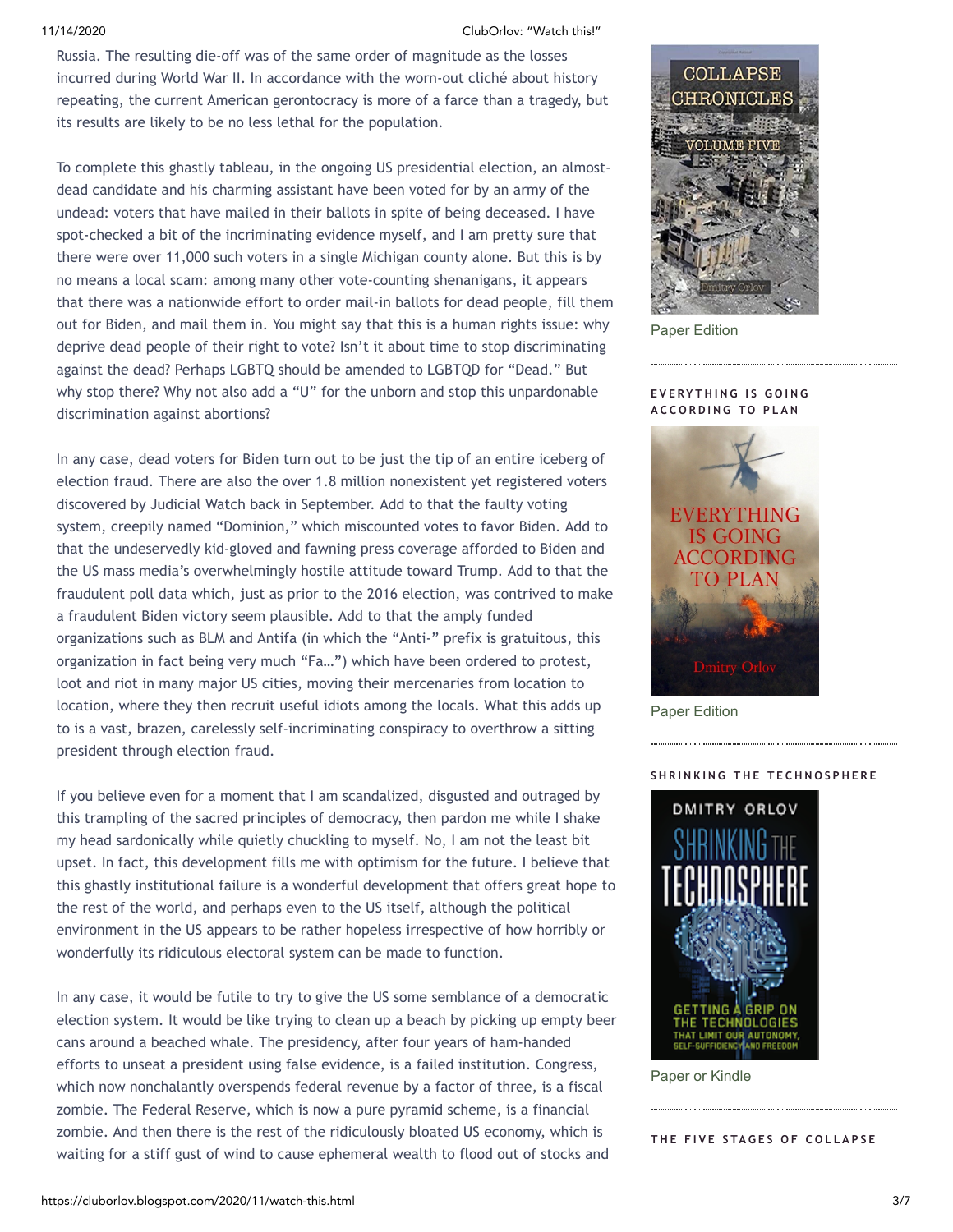Russia. The resulting die-off was of the same order of magnitude as the losses incurred during World War II. In accordance with the worn-out cliché about history repeating, the current American gerontocracy is more of a farce than a tragedy, but its results are likely to be no less lethal for the population.

To complete this ghastly tableau, in the ongoing US presidential election, an almost-dead candidate and his charming assistant have been voted for by an army of the undead: voters that have mailed in their ballots in spite of being deceased. I have spot-checked a bit of the incriminating evidence myself, and I am pretty sure that there were over 11,000 such voters in a single Michigan county alone. But this is by no means a local scam: among many other vote-counting shenanigans, it appears that there was a nationwide effort to order mail-in ballots for dead people, fill them out for Biden, and mail them in. You might say that this is a human rights issue: why deprive dead people of their right to vote? Isn't it about time to stop discriminating against the dead? Perhaps LGBTQ should be amended to LGBTQD for "Dead." But why stop there? Why not also add a "U" for the unborn and stop this unpardonable discrimination against abortions?

In any case, dead voters for Biden turn out to be just the tip of an entire iceberg of election fraud. There are also the over 1.8 million nonexistent yet registered voters discovered by Judicial Watch back in September. Add to that the faulty voting system, creepily named "Dominion," which miscounted votes to favor Biden. Add to that the undeservedly kid-gloved and fawning press coverage afforded to Biden and the US mass media's overwhelmingly hostile attitude toward Trump. Add to that the fraudulent poll data which, just as prior to the 2016 election, was contrived to make a fraudulent Biden victory seem plausible. Add to that the amply funded organizations such as BLM and Antifa (in which the "Anti-" prefix is gratuitous, this organization in fact being very much "Fa…") which have been ordered to protest, loot and riot in many major US cities, moving their mercenaries from location to location, where they then recruit useful idiots among the locals. What this adds up to is a vast, brazen, carelessly self-incriminating conspiracy to overthrow a sitting president through election fraud.

If you believe even for a moment that I am scandalized, disgusted and outraged by this trampling of the sacred principles of democracy, then pardon me while I shake my head sardonically while quietly chuckling to myself. No, I am not the least bit upset. In fact, this development fills me with optimism for the future. I believe that this ghastly institutional failure is a wonderful development that offers great hope to the rest of the world, and perhaps even to the US itself, although the political environment in the US appears to be rather hopeless irrespective of how horribly or wonderfully its ridiculous electoral system can be made to function.

In any case, it would be futile to try to give the US some semblance of a democratic election system. It would be like trying to clean up a beach by picking up empty beer cans around a beached whale. The presidency, after four years of ham-handed efforts to unseat a president using false evidence, is a failed institution. Congress, which now nonchalantly overspends federal revenue by a factor of three, is a fiscal zombie. The Federal Reserve, which is now a pure pyramid scheme, is a financial zombie. And then there is the rest of the ridiculously bloated US economy, which is waiting for a stiff gust of wind to cause ephemeral wealth to flood out of stocks and

Paper Edition

EVERYTHING IS GOING ACCORDING TO PLAN

Paper Edition

SHRINKING THE TECHNOSPHERE

Paper or Kindle

THE FIVE STAGES OF COLLAPSE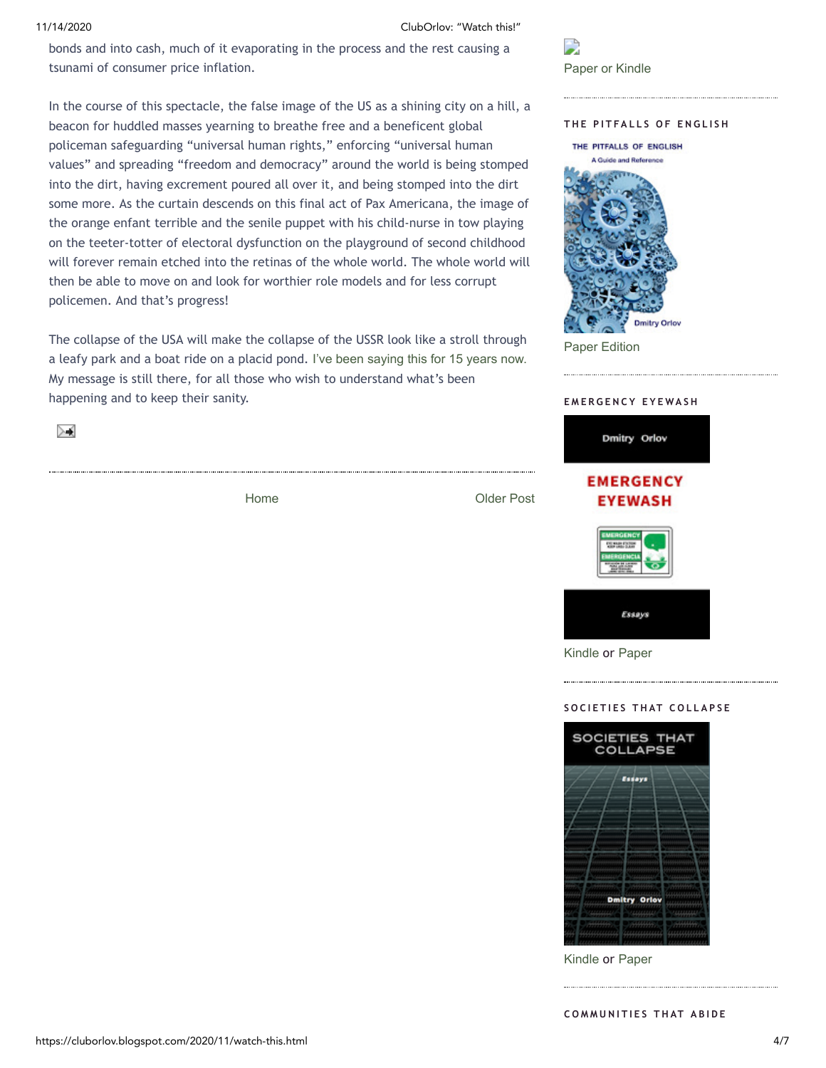bonds and into cash, much of it evaporating in the process and the rest causing a tsunami of consumer price inflation.

In the course of this spectacle, the false image of the US as a shining city on a hill, a beacon for huddled masses yearning to breathe free and a beneficent global policeman safeguarding "universal human rights," enforcing "universal human values" and spreading "freedom and democracy" around the world is being stomped into the dirt, having excrement poured all over it, and being stomped into the dirt some more. As the curtain descends on this final act of Pax Americana, the image of the orange enfant terrible and the senile puppet with his child-nurse in tow playing on the teeter-totter of electoral dysfunction on the playground of second childhood will forever remain etched into the retinas of the whole world. The whole world will then be able to move on and look for worthier role models and for less corrupt policemen. And that's progress!

The collapse of the USA will make the collapse of the USSR look like a stroll through a leafy park and a boat ride on a placid pond. I've been saying this for 15 years now. My message is still there, for all those who wish to understand what's been happening and to keep their sanity.

Home

Older Post

Paper or Kindle

### THE PITFALLS OF ENGLISH

Paper Edition

### EMERGENCY EYEWASH

Kindle or Paper

### SOCIETIES THAT COLLAPSE

Kindle or Paper

### COMMUNITIES THAT ABIDE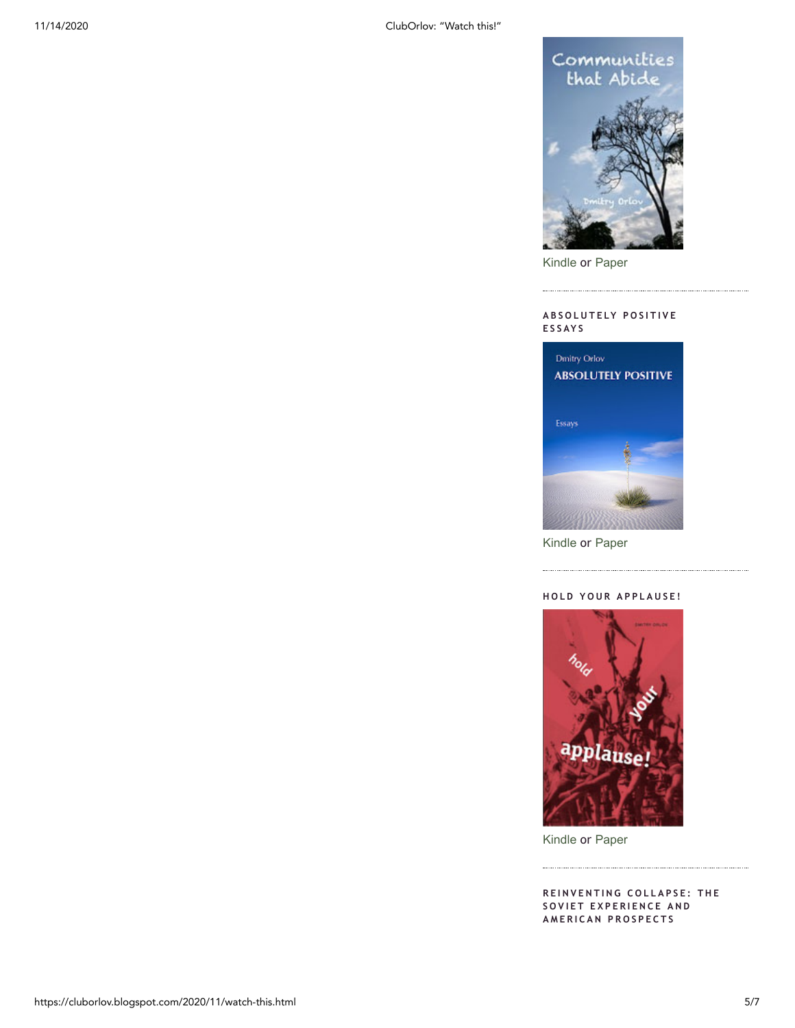Kindle or Paper

### ABSOLUTELY POSITIVE ESSAYS

Kindle or Paper

### HOLD YOUR APPLAUSE!

Kindle or Paper

### REINVENTING COLLAPSE: THE SOVIET EXPERIENCE AND AMERICAN PROSPECTS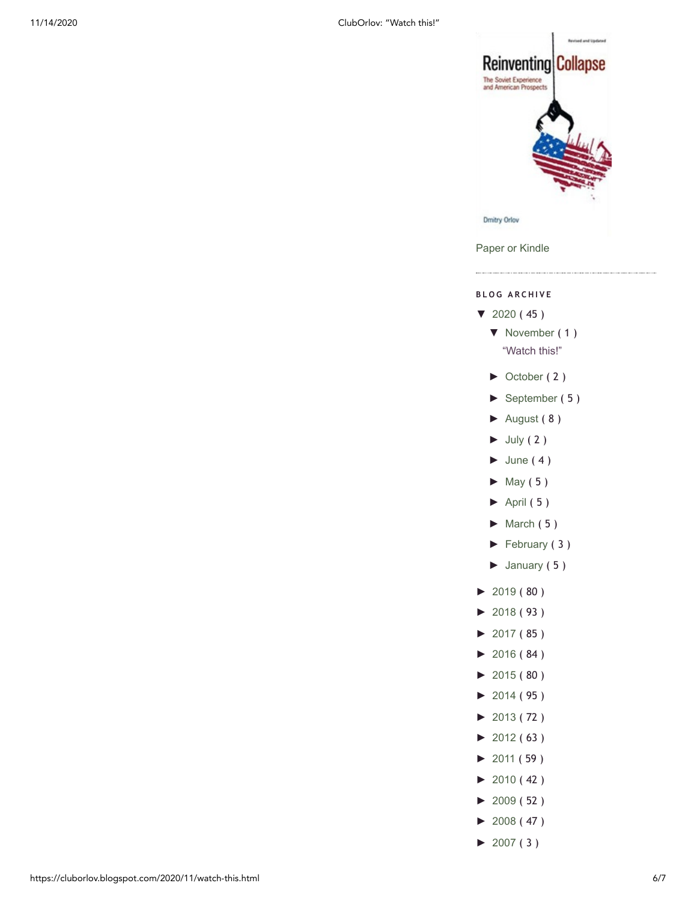Reinventing Collapse

The Soviet Experience and American Prospects

Revised and Updated

Dmitry Orlov

Paper or Kindle

---

BLOG ARCHIVE

- ▼ 2020 ( 45 )
  - ▼ November ( 1 )
    - “Watch this!”
  - ► October ( 2 )
  - ► September ( 5 )
  - ► August ( 8 )
  - ► July ( 2 )
  - ► June ( 4 )
  - ► May ( 5 )
  - ► April ( 5 )
  - ► March ( 5 )
  - ► February ( 3 )
  - ► January ( 5 )
- ► 2019 ( 80 )
- ► 2018 ( 93 )
- ► 2017 ( 85 )
- ► 2016 ( 84 )
- ► 2015 ( 80 )
- ► 2014 ( 95 )
- ► 2013 ( 72 )
- ► 2012 ( 63 )
- ► 2011 ( 59 )
- ► 2010 ( 42 )
- ► 2009 ( 52 )
- ► 2008 ( 47 )
- ► 2007 ( 3 )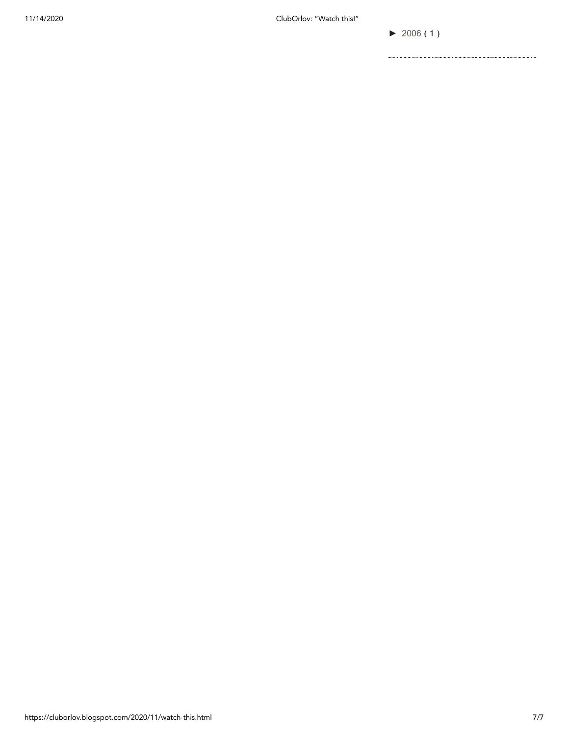► 2006 ( 1 )